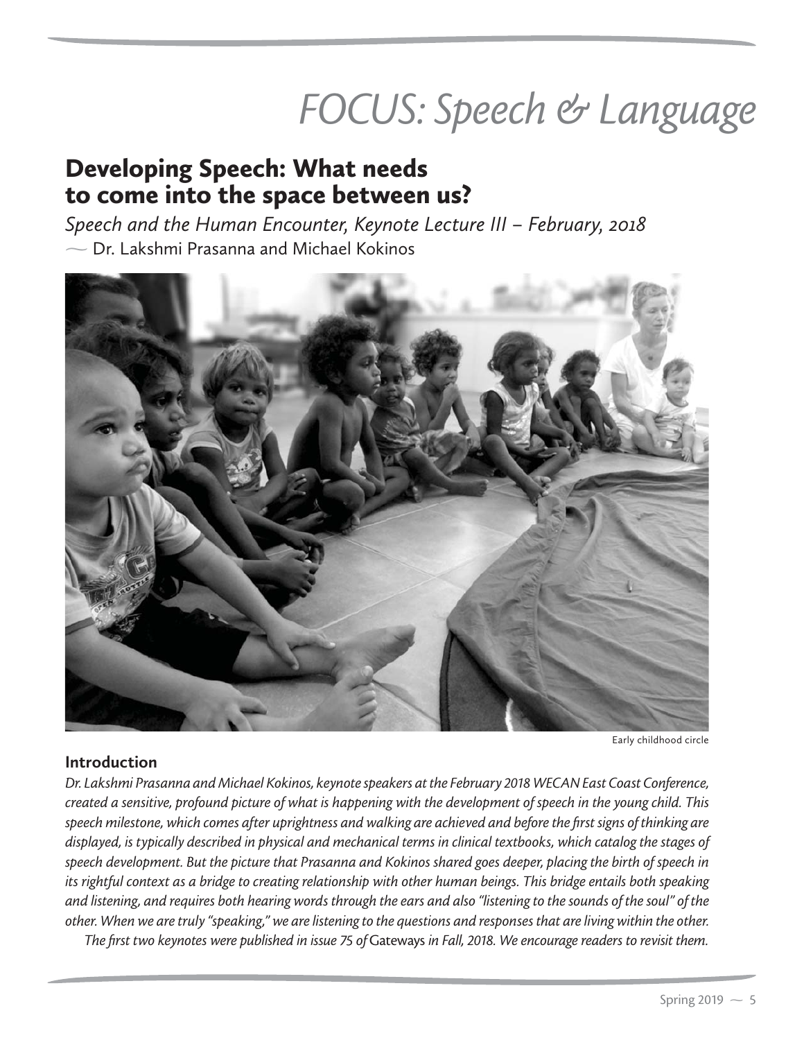# *FOCUS: Speech & Language*

## Developing Speech: What needs to come into the space between us?

*Speech and the Human Encounter, Keynote Lecture III – February, 2018*

— Dr. Lakshmi Prasanna and Michael Kokinos

Early childhood circle

### Introduction

*Dr. Lakshmi Prasanna and Michael Kokinos, keynote speakers at the February 2018 WECAN East Coast Conference, created a sensitive, profound picture of what is happening with the development of speech in the young child. This speech milestone, which comes after uprightness and walking are achieved and before the first signs of thinking are displayed, is typically described in physical and mechanical terms in clinical textbooks, which catalog the stages of speech development. But the picture that Prasanna and Kokinos shared goes deeper, placing the birth of speech in its rightful context as a bridge to creating relationship with other human beings. This bridge entails both speaking and listening, and requires both hearing words through the ears and also "listening to the sounds of the soul" of the other. When we are truly "speaking," we are listening to the questions and responses that are living within the other.*

*The first two keynotes were published in issue 75 of* Gateways *in Fall, 2018. We encourage readers to revisit them.*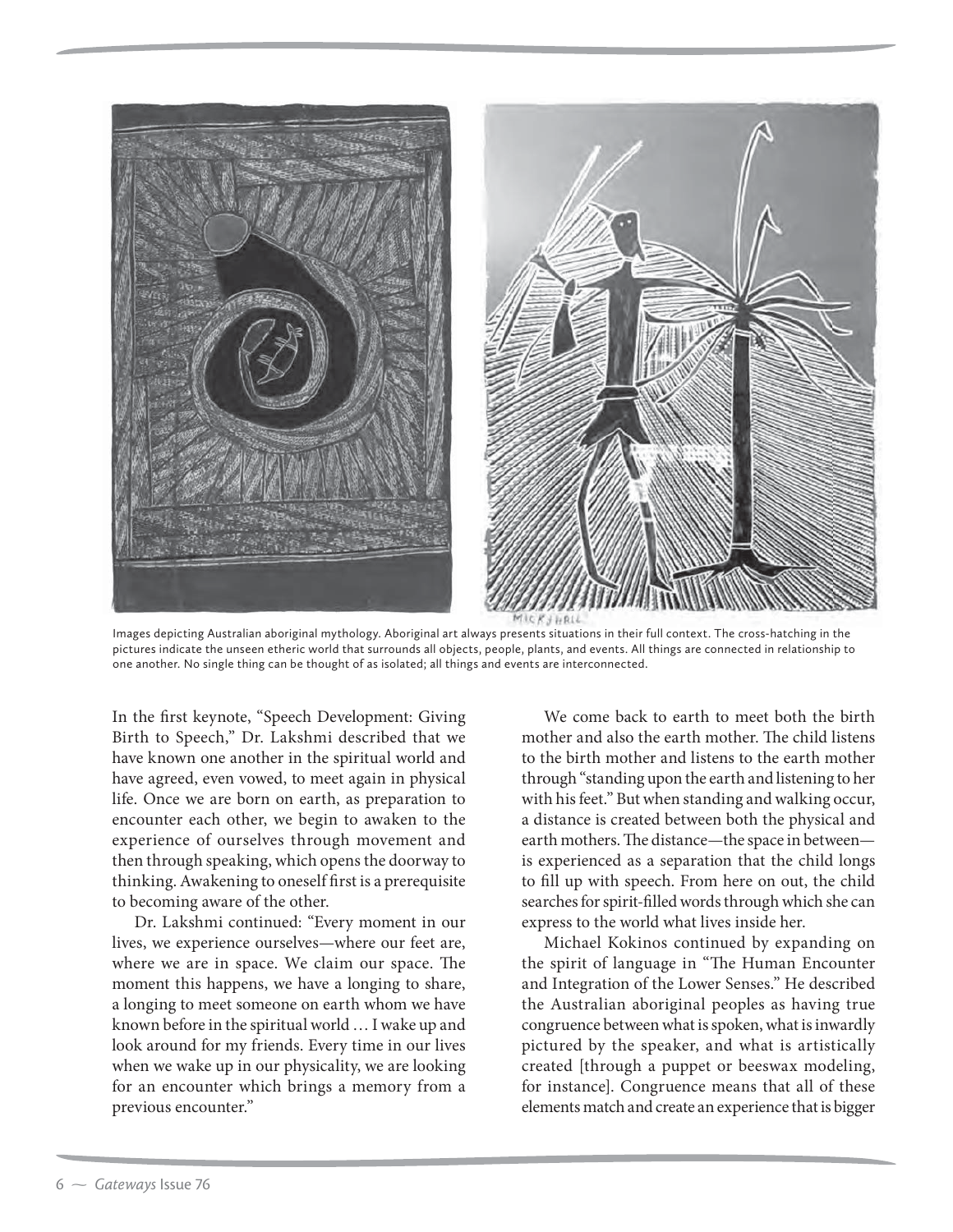Images depicting Australian aboriginal mythology. Aboriginal art always presents situations in their full context. The cross-hatching in the pictures indicate the unseen etheric world that surrounds all objects, people, plants, and events. All things are connected in relationship to one another. No single thing can be thought of as isolated; all things and events are interconnected.

In the first keynote, "Speech Development: Giving Birth to Speech," Dr. Lakshmi described that we have known one another in the spiritual world and have agreed, even vowed, to meet again in physical life. Once we are born on earth, as preparation to encounter each other, we begin to awaken to the experience of ourselves through movement and then through speaking, which opens the doorway to thinking. Awakening to oneself first is a prerequisite to becoming aware of the other.

Dr. Lakshmi continued: "Every moment in our lives, we experience ourselves—where our feet are, where we are in space. We claim our space. The moment this happens, we have a longing to share, a longing to meet someone on earth whom we have known before in the spiritual world … I wake up and look around for my friends. Every time in our lives when we wake up in our physicality, we are looking for an encounter which brings a memory from a previous encounter."

We come back to earth to meet both the birth mother and also the earth mother. The child listens to the birth mother and listens to the earth mother through "standing upon the earth and listening to her with his feet." But when standing and walking occur, a distance is created between both the physical and earth mothers. The distance—the space in between—is experienced as a separation that the child longs to fill up with speech. From here on out, the child searches for spirit-filled words through which she can express to the world what lives inside her.

Michael Kokinos continued by expanding on the spirit of language in "The Human Encounter and Integration of the Lower Senses." He described the Australian aboriginal peoples as having true congruence between what is spoken, what is inwardly pictured by the speaker, and what is artistically created [through a puppet or beeswax modeling, for instance]. Congruence means that all of these elements match and create an experience that is bigger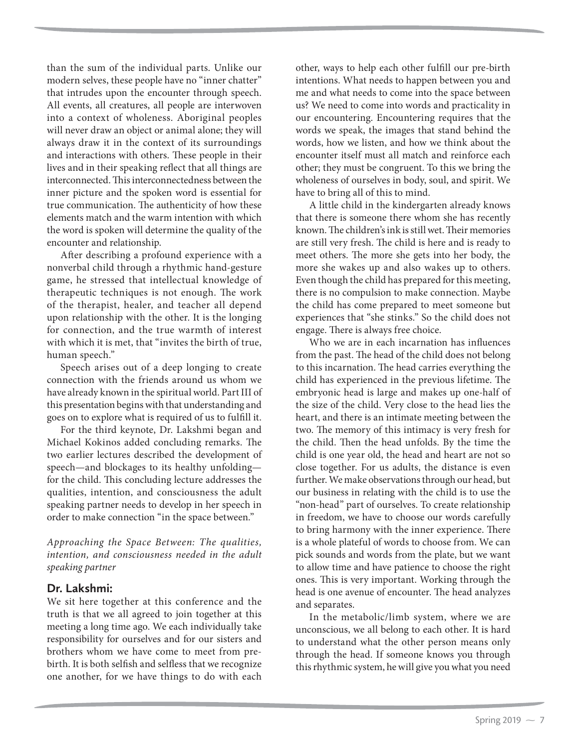than the sum of the individual parts. Unlike our modern selves, these people have no "inner chatter" that intrudes upon the encounter through speech. All events, all creatures, all people are interwoven into a context of wholeness. Aboriginal peoples will never draw an object or animal alone; they will always draw it in the context of its surroundings and interactions with others. These people in their lives and in their speaking reflect that all things are interconnected. This interconnectedness between the inner picture and the spoken word is essential for true communication. The authenticity of how these elements match and the warm intention with which the word is spoken will determine the quality of the encounter and relationship.

After describing a profound experience with a nonverbal child through a rhythmic hand-gesture game, he stressed that intellectual knowledge of therapeutic techniques is not enough. The work of the therapist, healer, and teacher all depend upon relationship with the other. It is the longing for connection, and the true warmth of interest with which it is met, that "invites the birth of true, human speech."

Speech arises out of a deep longing to create connection with the friends around us whom we have already known in the spiritual world. Part III of this presentation begins with that understanding and goes on to explore what is required of us to fulfill it.

For the third keynote, Dr. Lakshmi began and Michael Kokinos added concluding remarks. The two earlier lectures described the development of speech—and blockages to its healthy unfolding—for the child. This concluding lecture addresses the qualities, intention, and consciousness the adult speaking partner needs to develop in her speech in order to make connection "in the space between."

*Approaching the Space Between: The qualities, intention, and consciousness needed in the adult speaking partner*

## Dr. Lakshmi:

We sit here together at this conference and the truth is that we all agreed to join together at this meeting a long time ago. We each individually take responsibility for ourselves and for our sisters and brothers whom we have come to meet from pre-birth. It is both selfish and selfless that we recognize one another, for we have things to do with each other, ways to help each other fulfill our pre-birth intentions. What needs to happen between you and me and what needs to come into the space between us? We need to come into words and practicality in our encountering. Encountering requires that the words we speak, the images that stand behind the words, how we listen, and how we think about the encounter itself must all match and reinforce each other; they must be congruent. To this we bring the wholeness of ourselves in body, soul, and spirit. We have to bring all of this to mind.

A little child in the kindergarten already knows that there is someone there whom she has recently known. The children's ink is still wet. Their memories are still very fresh. The child is here and is ready to meet others. The more she gets into her body, the more she wakes up and also wakes up to others. Even though the child has prepared for this meeting, there is no compulsion to make connection. Maybe the child has come prepared to meet someone but experiences that "she stinks." So the child does not engage. There is always free choice.

Who we are in each incarnation has influences from the past. The head of the child does not belong to this incarnation. The head carries everything the child has experienced in the previous lifetime. The embryonic head is large and makes up one-half of the size of the child. Very close to the head lies the heart, and there is an intimate meeting between the two. The memory of this intimacy is very fresh for the child. Then the head unfolds. By the time the child is one year old, the head and heart are not so close together. For us adults, the distance is even further. We make observations through our head, but our business in relating with the child is to use the "non-head" part of ourselves. To create relationship in freedom, we have to choose our words carefully to bring harmony with the inner experience. There is a whole plateful of words to choose from. We can pick sounds and words from the plate, but we want to allow time and have patience to choose the right ones. This is very important. Working through the head is one avenue of encounter. The head analyzes and separates.

In the metabolic/limb system, where we are unconscious, we all belong to each other. It is hard to understand what the other person means only through the head. If someone knows you through this rhythmic system, he will give you what you need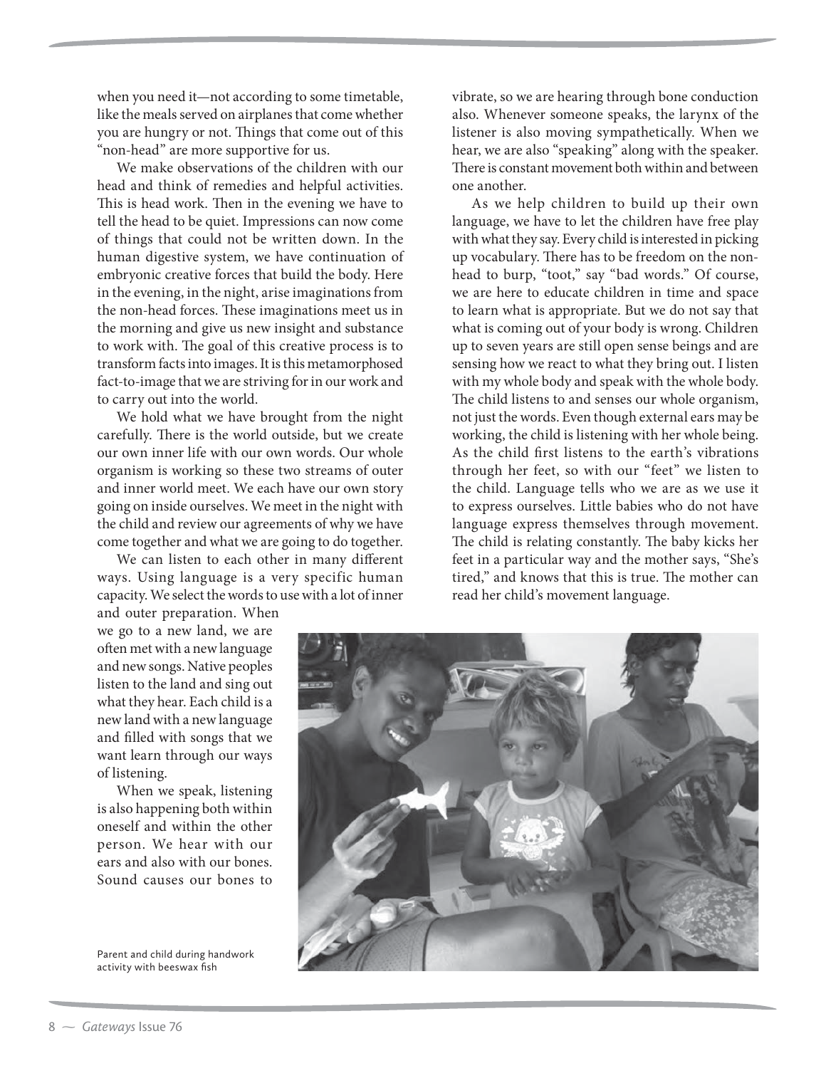when you need it—not according to some timetable, like the meals served on airplanes that come whether you are hungry or not. Things that come out of this "non-head" are more supportive for us.

We make observations of the children with our head and think of remedies and helpful activities. This is head work. Then in the evening we have to tell the head to be quiet. Impressions can now come of things that could not be written down. In the human digestive system, we have continuation of embryonic creative forces that build the body. Here in the evening, in the night, arise imaginations from the non-head forces. These imaginations meet us in the morning and give us new insight and substance to work with. The goal of this creative process is to transform facts into images. It is this metamorphosed fact-to-image that we are striving for in our work and to carry out into the world.

We hold what we have brought from the night carefully. There is the world outside, but we create our own inner life with our own words. Our whole organism is working so these two streams of outer and inner world meet. We each have our own story going on inside ourselves. We meet in the night with the child and review our agreements of why we have come together and what we are going to do together.

We can listen to each other in many different ways. Using language is a very specific human capacity. We select the words to use with a lot of inner and outer preparation. When we go to a new land, we are often met with a new language and new songs. Native peoples listen to the land and sing out what they hear. Each child is a new land with a new language and filled with songs that we want learn through our ways of listening.

When we speak, listening is also happening both within oneself and within the other person. We hear with our ears and also with our bones. Sound causes our bones to vibrate, so we are hearing through bone conduction also. Whenever someone speaks, the larynx of the listener is also moving sympathetically. When we hear, we are also "speaking" along with the speaker. There is constant movement both within and between one another.

As we help children to build up their own language, we have to let the children have free play with what they say. Every child is interested in picking up vocabulary. There has to be freedom on the non-head to burp, "toot," say "bad words." Of course, we are here to educate children in time and space to learn what is appropriate. But we do not say that what is coming out of your body is wrong. Children up to seven years are still open sense beings and are sensing how we react to what they bring out. I listen with my whole body and speak with the whole body. The child listens to and senses our whole organism, not just the words. Even though external ears may be working, the child is listening with her whole being. As the child first listens to the earth's vibrations through her feet, so with our "feet" we listen to the child. Language tells who we are as we use it to express ourselves. Little babies who do not have language express themselves through movement. The child is relating constantly. The baby kicks her feet in a particular way and the mother says, "She's tired," and knows that this is true. The mother can read her child's movement language.

Parent and child during handwork activity with beeswax fish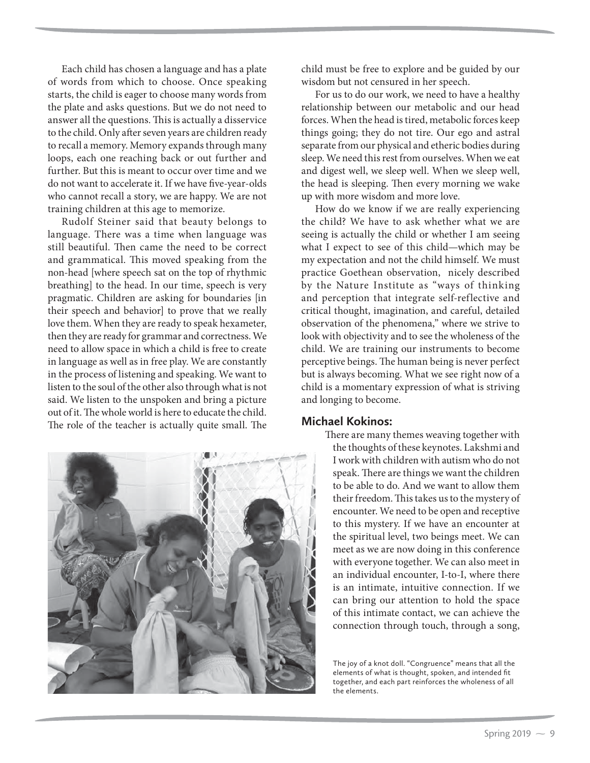Each child has chosen a language and has a plate of words from which to choose. Once speaking starts, the child is eager to choose many words from the plate and asks questions. But we do not need to answer all the questions. This is actually a disservice to the child. Only after seven years are children ready to recall a memory. Memory expands through many loops, each one reaching back or out further and further. But this is meant to occur over time and we do not want to accelerate it. If we have five-year-olds who cannot recall a story, we are happy. We are not training children at this age to memorize.

Rudolf Steiner said that beauty belongs to language. There was a time when language was still beautiful. Then came the need to be correct and grammatical. This moved speaking from the non-head [where speech sat on the top of rhythmic breathing] to the head. In our time, speech is very pragmatic. Children are asking for boundaries [in their speech and behavior] to prove that we really love them. When they are ready to speak hexameter, then they are ready for grammar and correctness. We need to allow space in which a child is free to create in language as well as in free play. We are constantly in the process of listening and speaking. We want to listen to the soul of the other also through what is not said. We listen to the unspoken and bring a picture out of it. The whole world is here to educate the child. The role of the teacher is actually quite small. The child must be free to explore and be guided by our wisdom but not censured in her speech.

For us to do our work, we need to have a healthy relationship between our metabolic and our head forces. When the head is tired, metabolic forces keep things going; they do not tire. Our ego and astral separate from our physical and etheric bodies during sleep. We need this rest from ourselves. When we eat and digest well, we sleep well. When we sleep well, the head is sleeping. Then every morning we wake up with more wisdom and more love.

How do we know if we are really experiencing the child? We have to ask whether what we are seeing is actually the child or whether I am seeing what I expect to see of this child—which may be my expectation and not the child himself. We must practice Goethean observation, nicely described by the Nature Institute as "ways of thinking and perception that integrate self-reflective and critical thought, imagination, and careful, detailed observation of the phenomena," where we strive to look with objectivity and to see the wholeness of the child. We are training our instruments to become perceptive beings. The human being is never perfect but is always becoming. What we see right now of a child is a momentary expression of what is striving and longing to become.

### Michael Kokinos:

There are many themes weaving together with the thoughts of these keynotes. Lakshmi and I work with children with autism who do not speak. There are things we want the children to be able to do. And we want to allow them their freedom. This takes us to the mystery of encounter. We need to be open and receptive to this mystery. If we have an encounter at the spiritual level, two beings meet. We can meet as we are now doing in this conference with everyone together. We can also meet in an individual encounter, I-to-I, where there is an intimate, intuitive connection. If we can bring our attention to hold the space of this intimate contact, we can achieve the connection through touch, through a song,

The joy of a knot doll. "Congruence" means that all the elements of what is thought, spoken, and intended fit together, and each part reinforces the wholeness of all the elements.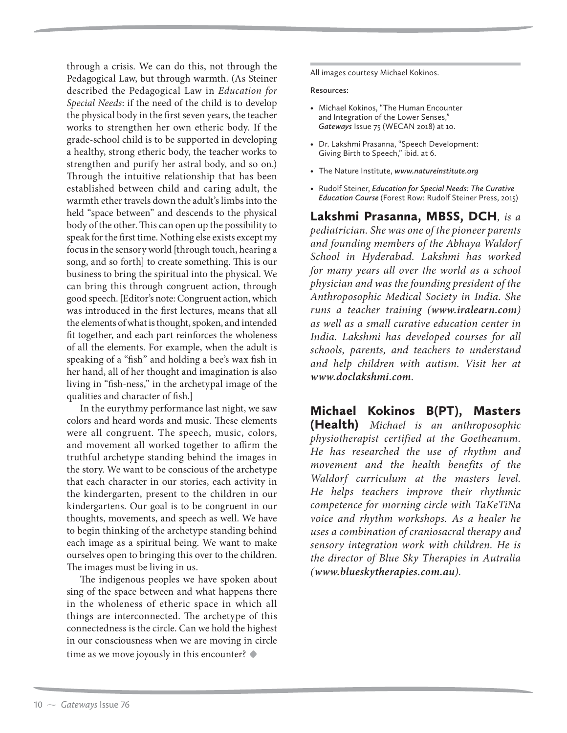through a crisis. We can do this, not through the Pedagogical Law, but through warmth. (As Steiner described the Pedagogical Law in *Education for Special Needs*: if the need of the child is to develop the physical body in the first seven years, the teacher works to strengthen her own etheric body. If the grade-school child is to be supported in developing a healthy, strong etheric body, the teacher works to strengthen and purify her astral body, and so on.) Through the intuitive relationship that has been established between child and caring adult, the warmth ether travels down the adult's limbs into the held "space between" and descends to the physical body of the other. This can open up the possibility to speak for the first time. Nothing else exists except my focus in the sensory world [through touch, hearing a song, and so forth] to create something. This is our business to bring the spiritual into the physical. We can bring this through congruent action, through good speech. [Editor's note: Congruent action, which was introduced in the first lectures, means that all the elements of what is thought, spoken, and intended fit together, and each part reinforces the wholeness of all the elements. For example, when the adult is speaking of a "fish" and holding a bee's wax fish in her hand, all of her thought and imagination is also living in "fish-ness," in the archetypal image of the qualities and character of fish.]

In the eurythmy performance last night, we saw colors and heard words and music. These elements were all congruent. The speech, music, colors, and movement all worked together to affirm the truthful archetype standing behind the images in the story. We want to be conscious of the archetype that each character in our stories, each activity in the kindergarten, present to the children in our kindergartens. Our goal is to be congruent in our thoughts, movements, and speech as well. We have to begin thinking of the archetype standing behind each image as a spiritual being. We want to make ourselves open to bringing this over to the children. The images must be living in us.

The indigenous peoples we have spoken about sing of the space between and what happens there in the wholeness of etheric space in which all things are interconnected. The archetype of this connectedness is the circle. Can we hold the highest in our consciousness when we are moving in circle time as we move joyously in this encounter? ◆

All images courtesy Michael Kokinos.

Resources:

- Michael Kokinos, "The Human Encounter and Integration of the Lower Senses," *Gateways* Issue 75 (WECAN 2018) at 10.
- Dr. Lakshmi Prasanna, "Speech Development: Giving Birth to Speech," ibid. at 6.
- The Nature Institute, *www.natureinstitute.org*
- Rudolf Steiner, *Education for Special Needs: The Curative Education Course* (Forest Row: Rudolf Steiner Press, 2015)

**Lakshmi Prasanna, MBSS, DCH**, *is a pediatrician. She was one of the pioneer parents and founding members of the Abhaya Waldorf School in Hyderabad. Lakshmi has worked for many years all over the world as a school physician and was the founding president of the Anthroposophic Medical Society in India. She runs a teacher training (**www.iralearn.com**) as well as a small curative education center in India. Lakshmi has developed courses for all schools, parents, and teachers to understand and help children with autism. Visit her at **www.doclakshmi.com**.*

**Michael Kokinos B(PT), Masters (Health)** *Michael is an anthroposophic physiotherapist certified at the Goetheanum. He has researched the use of rhythm and movement and the health benefits of the Waldorf curriculum at the masters level. He helps teachers improve their rhythmic competence for morning circle with TaKeTiNa voice and rhythm workshops. As a healer he uses a combination of craniosacral therapy and sensory integration work with children. He is the director of Blue Sky Therapies in Autralia (**www.blueskytherapies.com.au**).*